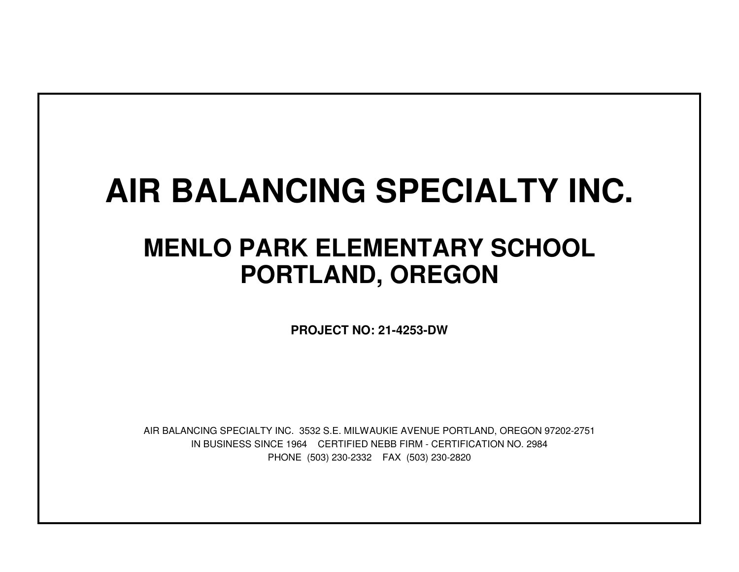# AIR BALANCING SPECIALTY INC.

## MENLO PARK ELEMENTARY SCHOOL
## PORTLAND, OREGON

**PROJECT NO: 21-4253-DW**

AIR BALANCING SPECIALTY INC. 3532 S.E. MILWAUKIE AVENUE PORTLAND, OREGON 97202-2751
IN BUSINESS SINCE 1964 CERTIFIED NEBB FIRM - CERTIFICATION NO. 2984
PHONE (503) 230-2332 FAX (503) 230-2820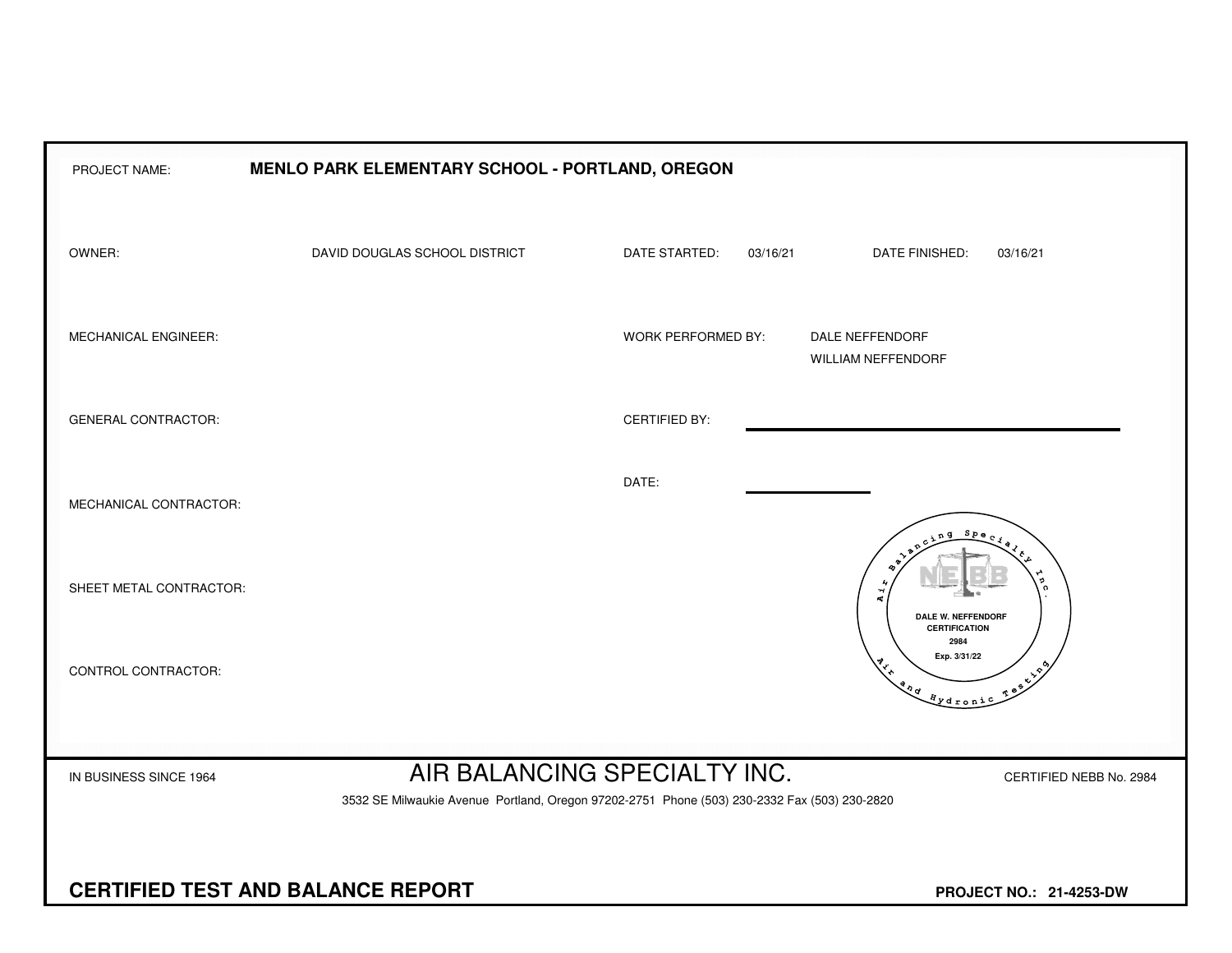PROJECT NAME: **MENLO PARK ELEMENTARY SCHOOL - PORTLAND, OREGON**

| | | | | | |
|---|---|---|---|---|---|
| OWNER: | DAVID DOUGLAS SCHOOL DISTRICT | DATE STARTED: | 03/16/21 | DATE FINISHED: | 03/16/21 |
| MECHANICAL ENGINEER: | | WORK PERFORMED BY: | DALE NEFFENDORF<br>WILLIAM NEFFENDORF | | |
| GENERAL CONTRACTOR: | | CERTIFIED BY: | | | |
| MECHANICAL CONTRACTOR: | | DATE: | | | |
| SHEET METAL CONTRACTOR: | | | | | |
| CONTROL CONTRACTOR: | | | | | |

Air Balancing Specialty Inc. — Air and Hydronic Testing
NEBB
DALE W. NEFFENDORF
CERTIFICATION
2984
Exp. 3/31/22

IN BUSINESS SINCE 1964

# AIR BALANCING SPECIALTY INC.

CERTIFIED NEBB No. 2984

3532 SE Milwaukie Avenue Portland, Oregon 97202-2751 Phone (503) 230-2332 Fax (503) 230-2820

**CERTIFIED TEST AND BALANCE REPORT**

**PROJECT NO.: 21-4253-DW**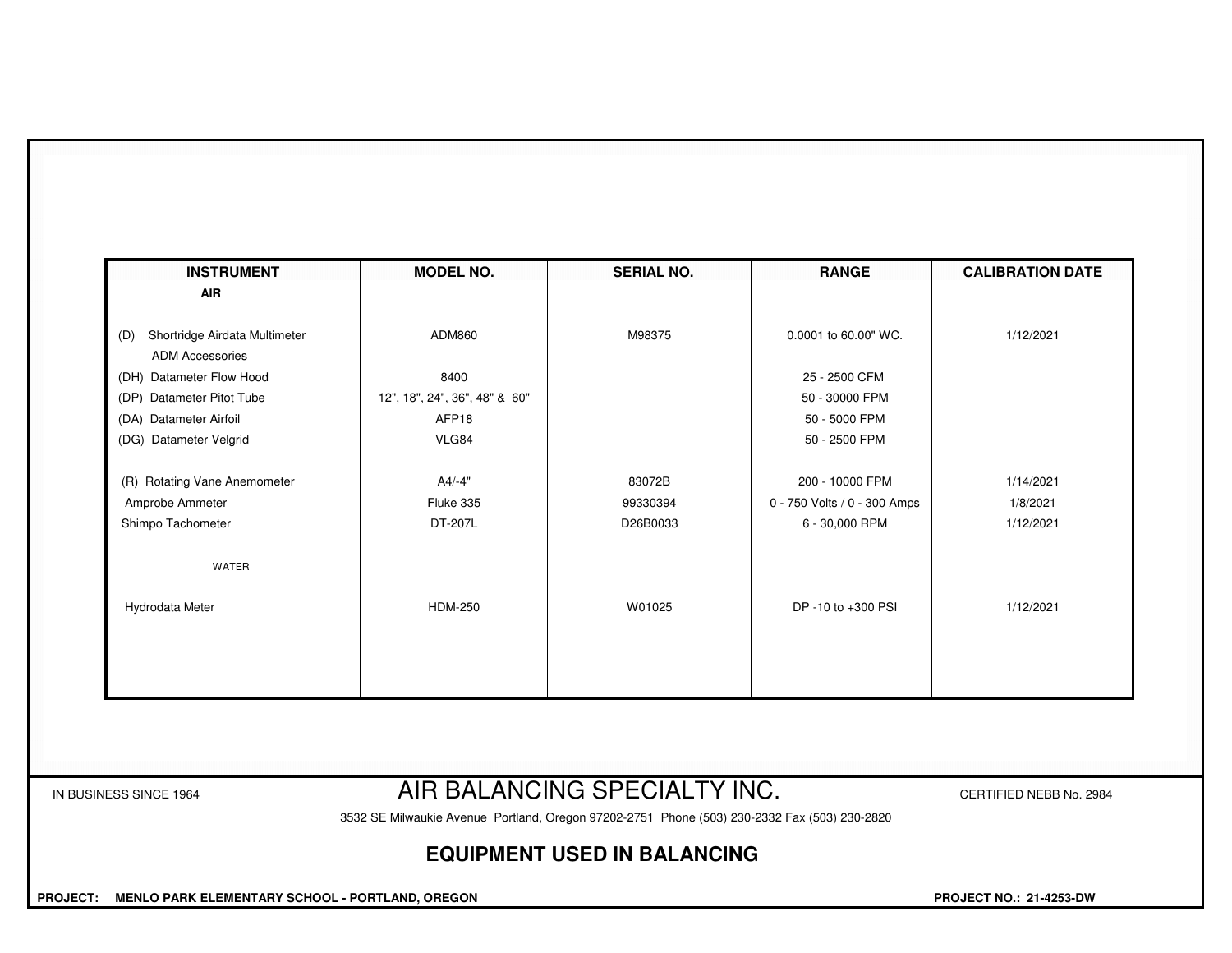| INSTRUMENT | MODEL NO. | SERIAL NO. | RANGE | CALIBRATION DATE |
|---|---|---|---|---|
| **AIR** | | | | |
| (D) Shortridge Airdata Multimeter | ADM860 | M98375 | 0.0001 to 60.00" WC. | 1/12/2021 |
| ADM Accessories | | | | |
| (DH) Datameter Flow Hood | 8400 | | 25 - 2500 CFM | |
| (DP) Datameter Pitot Tube | 12", 18", 24", 36", 48" & 60" | | 50 - 30000 FPM | |
| (DA) Datameter Airfoil | AFP18 | | 50 - 5000 FPM | |
| (DG) Datameter Velgrid | VLG84 | | 50 - 2500 FPM | |
| (R) Rotating Vane Anemometer | A4/-4" | 83072B | 200 - 10000 FPM | 1/14/2021 |
| Amprobe Ammeter | Fluke 335 | 99330394 | 0 - 750 Volts / 0 - 300 Amps | 1/8/2021 |
| Shimpo Tachometer | DT-207L | D26B0033 | 6 - 30,000 RPM | 1/12/2021 |
| WATER | | | | |
| Hydrodata Meter | HDM-250 | W01025 | DP -10 to +300 PSI | 1/12/2021 |

IN BUSINESS SINCE 1964

# AIR BALANCING SPECIALTY INC.

CERTIFIED NEBB No. 2984

3532 SE Milwaukie Avenue Portland, Oregon 97202-2751 Phone (503) 230-2332 Fax (503) 230-2820

## EQUIPMENT USED IN BALANCING

**PROJECT: MENLO PARK ELEMENTARY SCHOOL - PORTLAND, OREGON**

**PROJECT NO.: 21-4253-DW**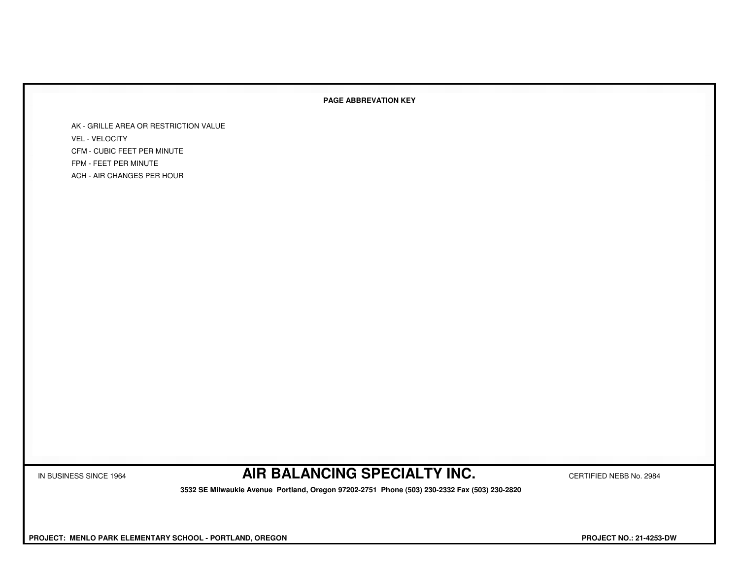**PAGE ABBREVATION KEY**

AK - GRILLE AREA OR RESTRICTION VALUE
VEL - VELOCITY
CFM - CUBIC FEET PER MINUTE
FPM - FEET PER MINUTE
ACH - AIR CHANGES PER HOUR

IN BUSINESS SINCE 1964

## AIR BALANCING SPECIALTY INC.

CERTIFIED NEBB No. 2984

**3532 SE Milwaukie Avenue Portland, Oregon 97202-2751 Phone (503) 230-2332 Fax (503) 230-2820**

**PROJECT: MENLO PARK ELEMENTARY SCHOOL - PORTLAND, OREGON**

**PROJECT NO.: 21-4253-DW**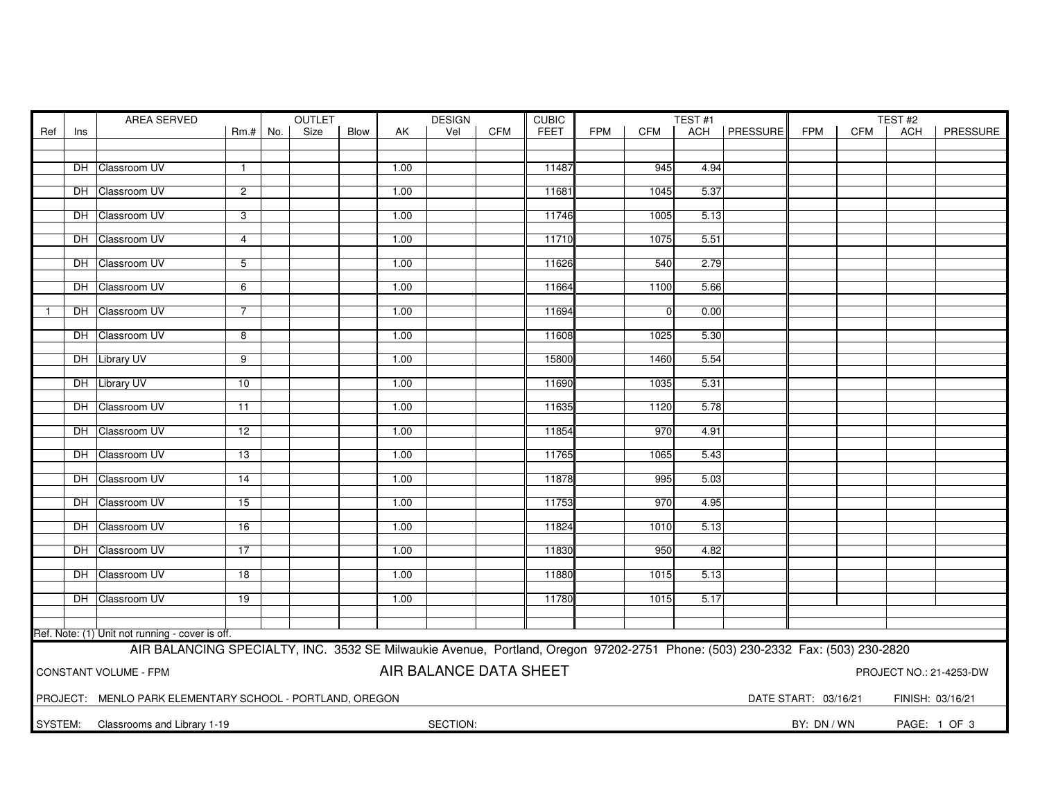| Ref | Ins | AREA SERVED | Rm.# | OUTLET No. | OUTLET Size | OUTLET Blow | DESIGN AK | DESIGN Vel | DESIGN CFM | CUBIC FEET | TEST #1 FPM | TEST #1 CFM | TEST #1 ACH | TEST #1 PRESSURE | TEST #2 FPM | TEST #2 CFM | TEST #2 ACH | TEST #2 PRESSURE |
|---|---|---|---|---|---|---|---|---|---|---|---|---|---|---|---|---|---|---|
| | DH | Classroom UV | 1 | | | | 1.00 | | | 11487 | | 945 | 4.94 | | | | | |
| | DH | Classroom UV | 2 | | | | 1.00 | | | 11681 | | 1045 | 5.37 | | | | | |
| | DH | Classroom UV | 3 | | | | 1.00 | | | 11746 | | 1005 | 5.13 | | | | | |
| | DH | Classroom UV | 4 | | | | 1.00 | | | 11710 | | 1075 | 5.51 | | | | | |
| | DH | Classroom UV | 5 | | | | 1.00 | | | 11626 | | 540 | 2.79 | | | | | |
| | DH | Classroom UV | 6 | | | | 1.00 | | | 11664 | | 1100 | 5.66 | | | | | |
| 1 | DH | Classroom UV | 7 | | | | 1.00 | | | 11694 | | 0 | 0.00 | | | | | |
| | DH | Classroom UV | 8 | | | | 1.00 | | | 11608 | | 1025 | 5.30 | | | | | |
| | DH | Library UV | 9 | | | | 1.00 | | | 15800 | | 1460 | 5.54 | | | | | |
| | DH | Library UV | 10 | | | | 1.00 | | | 11690 | | 1035 | 5.31 | | | | | |
| | DH | Classroom UV | 11 | | | | 1.00 | | | 11635 | | 1120 | 5.78 | | | | | |
| | DH | Classroom UV | 12 | | | | 1.00 | | | 11854 | | 970 | 4.91 | | | | | |
| | DH | Classroom UV | 13 | | | | 1.00 | | | 11765 | | 1065 | 5.43 | | | | | |
| | DH | Classroom UV | 14 | | | | 1.00 | | | 11878 | | 995 | 5.03 | | | | | |
| | DH | Classroom UV | 15 | | | | 1.00 | | | 11753 | | 970 | 4.95 | | | | | |
| | DH | Classroom UV | 16 | | | | 1.00 | | | 11824 | | 1010 | 5.13 | | | | | |
| | DH | Classroom UV | 17 | | | | 1.00 | | | 11830 | | 950 | 4.82 | | | | | |
| | DH | Classroom UV | 18 | | | | 1.00 | | | 11880 | | 1015 | 5.13 | | | | | |
| | DH | Classroom UV | 19 | | | | 1.00 | | | 11780 | | 1015 | 5.17 | | | | | |

Ref. Note: (1) Unit not running - cover is off.

AIR BALANCING SPECIALTY, INC. 3532 SE Milwaukie Avenue, Portland, Oregon 97202-2751 Phone: (503) 230-2332 Fax: (503) 230-2820

CONSTANT VOLUME - FPM

**AIR BALANCE DATA SHEET**

PROJECT NO.: 21-4253-DW

PROJECT: MENLO PARK ELEMENTARY SCHOOL - PORTLAND, OREGON

DATE START: 03/16/21 FINISH: 03/16/21

SYSTEM: Classrooms and Library 1-19

SECTION:

BY: DN / WN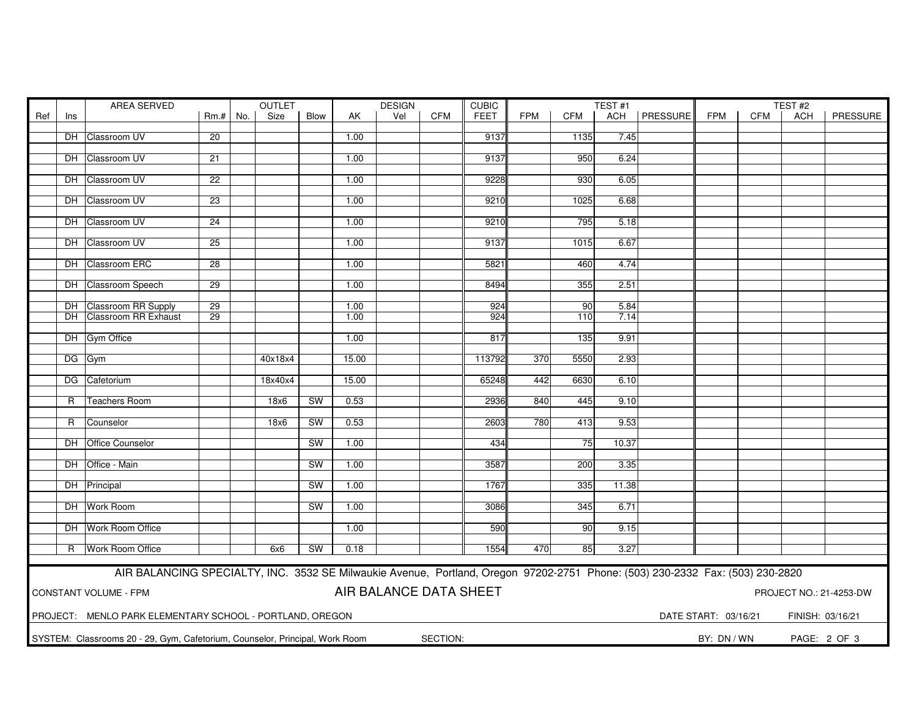| Ref | Ins | AREA SERVED | Rm.# | OUTLET No. | OUTLET Size | OUTLET Blow | DESIGN AK | DESIGN Vel | DESIGN CFM | CUBIC FEET | TEST #1 FPM | TEST #1 CFM | TEST #1 ACH | TEST #1 PRESSURE | TEST #2 FPM | TEST #2 CFM | TEST #2 ACH | TEST #2 PRESSURE |
|---|---|---|---|---|---|---|---|---|---|---|---|---|---|---|---|---|---|---|
| | DH | Classroom UV | 20 | | | | 1.00 | | | 9137 | | 1135 | 7.45 | | | | | |
| | DH | Classroom UV | 21 | | | | 1.00 | | | 9137 | | 950 | 6.24 | | | | | |
| | DH | Classroom UV | 22 | | | | 1.00 | | | 9228 | | 930 | 6.05 | | | | | |
| | DH | Classroom UV | 23 | | | | 1.00 | | | 9210 | | 1025 | 6.68 | | | | | |
| | DH | Classroom UV | 24 | | | | 1.00 | | | 9210 | | 795 | 5.18 | | | | | |
| | DH | Classroom UV | 25 | | | | 1.00 | | | 9137 | | 1015 | 6.67 | | | | | |
| | DH | Classroom ERC | 28 | | | | 1.00 | | | 5821 | | 460 | 4.74 | | | | | |
| | DH | Classroom Speech | 29 | | | | 1.00 | | | 8494 | | 355 | 2.51 | | | | | |
| | DH | Classroom RR Supply | 29 | | | | 1.00 | | | 924 | | 90 | 5.84 | | | | | |
| | DH | Classroom RR Exhaust | 29 | | | | 1.00 | | | 924 | | 110 | 7.14 | | | | | |
| | DH | Gym Office | | | | | 1.00 | | | 817 | | 135 | 9.91 | | | | | |
| | DG | Gym | | | 40x18x4 | | 15.00 | | | 113792 | 370 | 5550 | 2.93 | | | | | |
| | DG | Cafetorium | | | 18x40x4 | | 15.00 | | | 65248 | 442 | 6630 | 6.10 | | | | | |
| | R | Teachers Room | | | 18x6 | SW | 0.53 | | | 2936 | 840 | 445 | 9.10 | | | | | |
| | R | Counselor | | | 18x6 | SW | 0.53 | | | 2603 | 780 | 413 | 9.53 | | | | | |
| | DH | Office Counselor | | | | SW | 1.00 | | | 434 | | 75 | 10.37 | | | | | |
| | DH | Office - Main | | | | SW | 1.00 | | | 3587 | | 200 | 3.35 | | | | | |
| | DH | Principal | | | | SW | 1.00 | | | 1767 | | 335 | 11.38 | | | | | |
| | DH | Work Room | | | | SW | 1.00 | | | 3086 | | 345 | 6.71 | | | | | |
| | DH | Work Room Office | | | | | 1.00 | | | 590 | | 90 | 9.15 | | | | | |
| | R | Work Room Office | | | 6x6 | SW | 0.18 | | | 1554 | 470 | 85 | 3.27 | | | | | |

AIR BALANCING SPECIALTY, INC. 3532 SE Milwaukie Avenue, Portland, Oregon 97202-2751 Phone: (503) 230-2332 Fax: (503) 230-2820

CONSTANT VOLUME - FPM

## AIR BALANCE DATA SHEET

PROJECT NO.: 21-4253-DW

PROJECT: MENLO PARK ELEMENTARY SCHOOL - PORTLAND, OREGON

DATE START: 03/16/21 FINISH: 03/16/21

SYSTEM: Classrooms 20 - 29, Gym, Cafetorium, Counselor, Principal, Work Room

SECTION:

BY: DN / WN

PAGE: 2 OF 3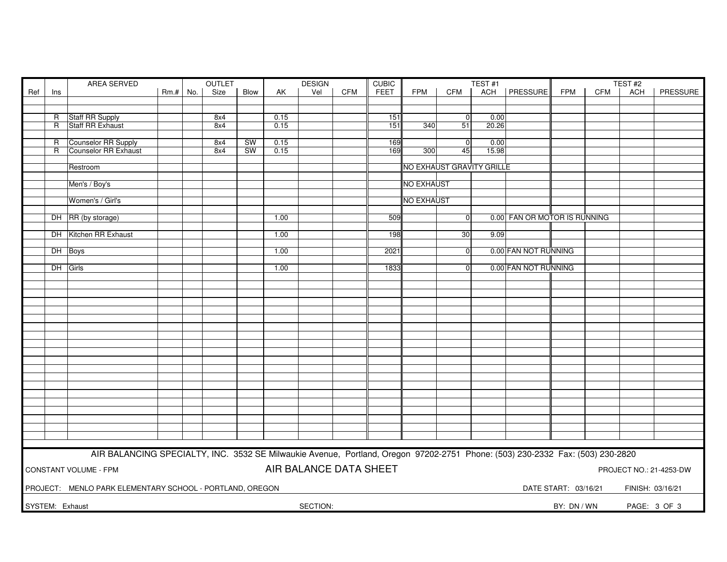| Ref | Ins | AREA SERVED | Rm.# | OUTLET No. | OUTLET Size | OUTLET Blow | AK | DESIGN Vel | DESIGN CFM | CUBIC FEET | TEST #1 FPM | TEST #1 CFM | TEST #1 ACH | TEST #1 PRESSURE | TEST #2 FPM | TEST #2 CFM | TEST #2 ACH | TEST #2 PRESSURE |
|---|---|---|---|---|---|---|---|---|---|---|---|---|---|---|---|---|---|---|
| | R | Staff RR Supply | | | 8x4 | | 0.15 | | | 151 | | 0 | 0.00 | | | | | |
| | R | Staff RR Exhaust | | | 8x4 | | 0.15 | | | 151 | 340 | 51 | 20.26 | | | | | |
| | R | Counselor RR Supply | | | 8x4 | SW | 0.15 | | | 169 | | 0 | 0.00 | | | | | |
| | R | Counselor RR Exhaust | | | 8x4 | SW | 0.15 | | | 169 | 300 | 45 | 15.98 | | | | | |
| | | Restroom | | | | | | | | | NO EXHAUST GRAVITY GRILLE | | | | | | | |
| | | Men's / Boy's | | | | | | | | | NO EXHAUST | | | | | | | |
| | | Women's / Girl's | | | | | | | | | NO EXHAUST | | | | | | | |
| | DH | RR (by storage) | | | | | 1.00 | | | 509 | | 0 | 0.00 | FAN OR MOTOR IS RUNNING | | | | |
| | DH | Kitchen RR Exhaust | | | | | 1.00 | | | 198 | | 30 | 9.09 | | | | | |
| | DH | Boys | | | | | 1.00 | | | 2021 | | 0 | 0.00 | FAN NOT RUNNING | | | | |
| | DH | Girls | | | | | 1.00 | | | 1833 | | 0 | 0.00 | FAN NOT RUNNING | | | | |

AIR BALANCING SPECIALTY, INC. 3532 SE Milwaukie Avenue, Portland, Oregon 97202-2751 Phone: (503) 230-2332 Fax: (503) 230-2820

CONSTANT VOLUME - FPM

AIR BALANCE DATA SHEET

PROJECT NO.: 21-4253-DW

PROJECT: MENLO PARK ELEMENTARY SCHOOL - PORTLAND, OREGON

DATE START: 03/16/21 FINISH: 03/16/21

SYSTEM: Exhaust

SECTION:

BY: DN / WN